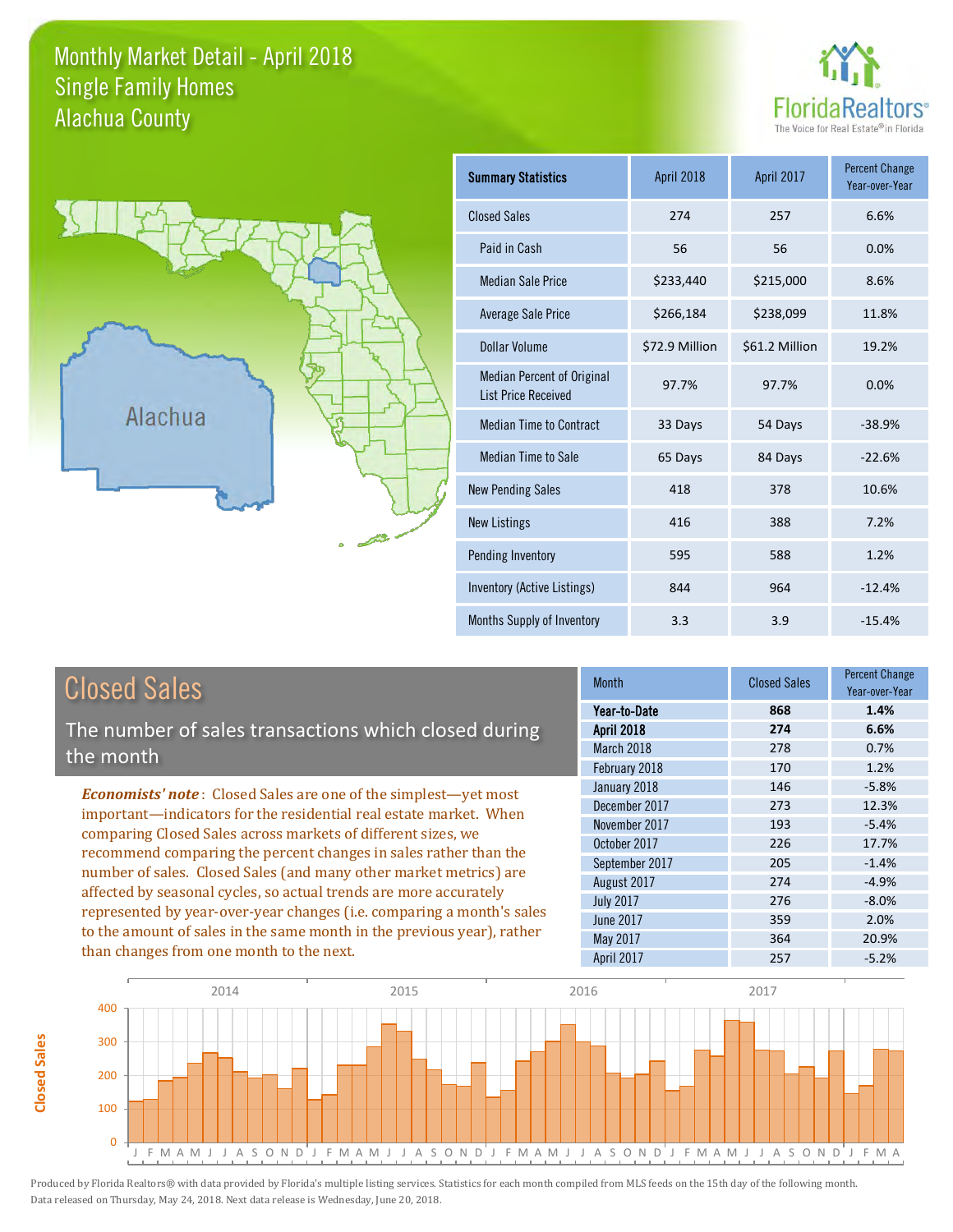# Monthly Market Detail - April 2018
## Single Family Homes
## Alachua County

FloridaRealtors®
The Voice for Real Estate® in Florida

Alachua

| Summary Statistics | April 2018 | April 2017 | Percent Change Year-over-Year |
|---|---|---|---|
| Closed Sales | 274 | 257 | 6.6% |
| Paid in Cash | 56 | 56 | 0.0% |
| Median Sale Price | $233,440 | $215,000 | 8.6% |
| Average Sale Price | $266,184 | $238,099 | 11.8% |
| Dollar Volume | $72.9 Million | $61.2 Million | 19.2% |
| Median Percent of Original List Price Received | 97.7% | 97.7% | 0.0% |
| Median Time to Contract | 33 Days | 54 Days | -38.9% |
| Median Time to Sale | 65 Days | 84 Days | -22.6% |
| New Pending Sales | 418 | 378 | 10.6% |
| New Listings | 416 | 388 | 7.2% |
| Pending Inventory | 595 | 588 | 1.2% |
| Inventory (Active Listings) | 844 | 964 | -12.4% |
| Months Supply of Inventory | 3.3 | 3.9 | -15.4% |

## Closed Sales

The number of sales transactions which closed during the month

*Economists' note*: Closed Sales are one of the simplest—yet most important—indicators for the residential real estate market. When comparing Closed Sales across markets of different sizes, we recommend comparing the percent changes in sales rather than the number of sales. Closed Sales (and many other market metrics) are affected by seasonal cycles, so actual trends are more accurately represented by year-over-year changes (i.e. comparing a month's sales to the amount of sales in the same month in the previous year), rather than changes from one month to the next.

| Month | Closed Sales | Percent Change Year-over-Year |
|---|---|---|
| **Year-to-Date** | **868** | **1.4%** |
| **April 2018** | **274** | **6.6%** |
| March 2018 | 278 | 0.7% |
| February 2018 | 170 | 1.2% |
| January 2018 | 146 | -5.8% |
| December 2017 | 273 | 12.3% |
| November 2017 | 193 | -5.4% |
| October 2017 | 226 | 17.7% |
| September 2017 | 205 | -1.4% |
| August 2017 | 274 | -4.9% |
| July 2017 | 276 | -8.0% |
| June 2017 | 359 | 2.0% |
| May 2017 | 364 | 20.9% |
| April 2017 | 257 | -5.2% |

Produced by Florida Realtors® with data provided by Florida's multiple listing services. Statistics for each month compiled from MLS feeds on the 15th day of the following month. Data released on Thursday, May 24, 2018. Next data release is Wednesday, June 20, 2018.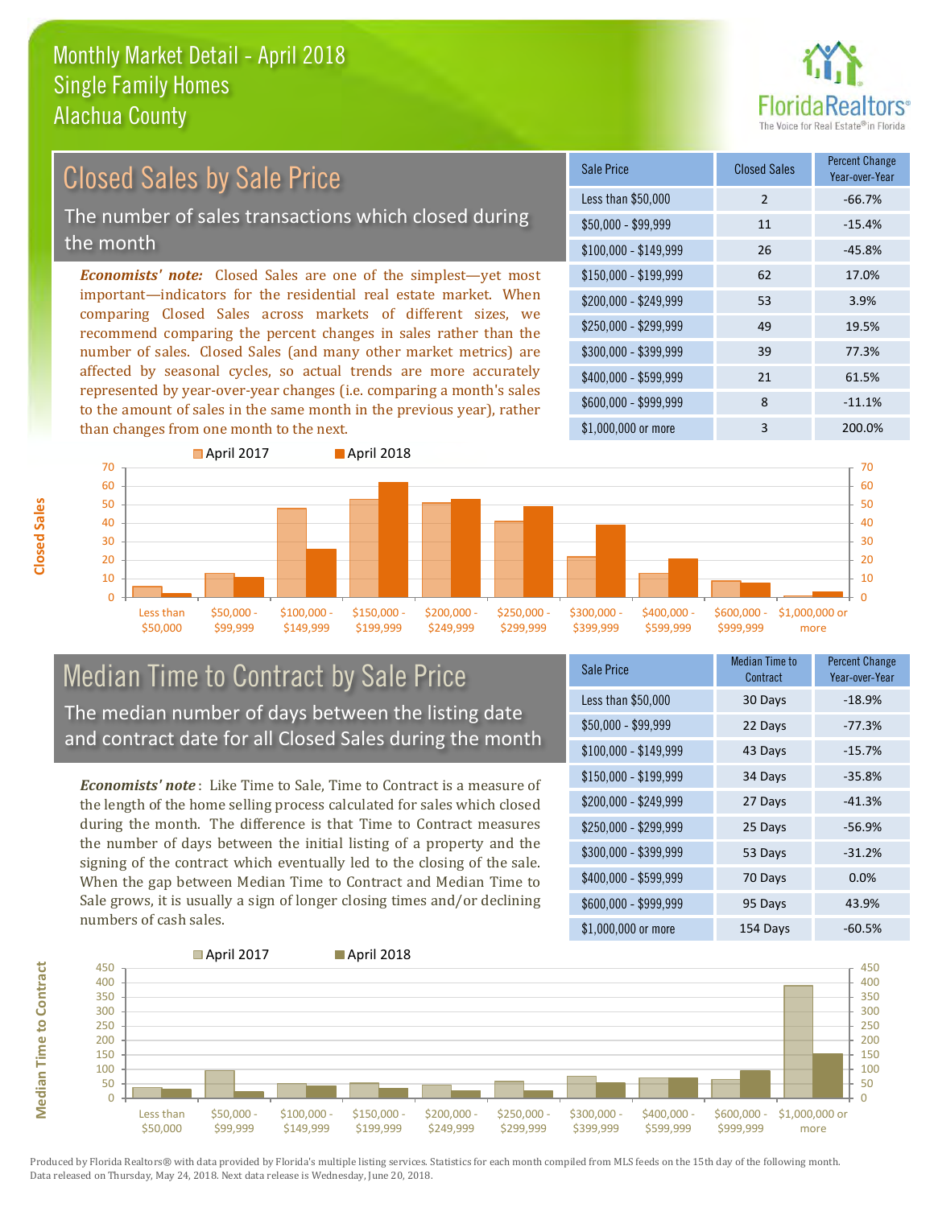# Monthly Market Detail - April 2018
## Single Family Homes
## Alachua County

## Closed Sales by Sale Price

The number of sales transactions which closed during the month

***Economists' note:*** Closed Sales are one of the simplest—yet most important—indicators for the residential real estate market. When comparing Closed Sales across markets of different sizes, we recommend comparing the percent changes in sales rather than the number of sales. Closed Sales (and many other market metrics) are affected by seasonal cycles, so actual trends are more accurately represented by year-over-year changes (i.e. comparing a month's sales to the amount of sales in the same month in the previous year), rather than changes from one month to the next.

| Sale Price | Closed Sales | Percent Change Year-over-Year |
|---|---|---|
| Less than $50,000 | 2 | -66.7% |
| $50,000 - $99,999 | 11 | -15.4% |
| $100,000 - $149,999 | 26 | -45.8% |
| $150,000 - $199,999 | 62 | 17.0% |
| $200,000 - $249,999 | 53 | 3.9% |
| $250,000 - $299,999 | 49 | 19.5% |
| $300,000 - $399,999 | 39 | 77.3% |
| $400,000 - $599,999 | 21 | 61.5% |
| $600,000 - $999,999 | 8 | -11.1% |
| $1,000,000 or more | 3 | 200.0% |

## Median Time to Contract by Sale Price

The median number of days between the listing date and contract date for all Closed Sales during the month

***Economists' note***: Like Time to Sale, Time to Contract is a measure of the length of the home selling process calculated for sales which closed during the month. The difference is that Time to Contract measures the number of days between the initial listing of a property and the signing of the contract which eventually led to the closing of the sale. When the gap between Median Time to Contract and Median Time to Sale grows, it is usually a sign of longer closing times and/or declining numbers of cash sales.

| Sale Price | Median Time to Contract | Percent Change Year-over-Year |
|---|---|---|
| Less than $50,000 | 30 Days | -18.9% |
| $50,000 - $99,999 | 22 Days | -77.3% |
| $100,000 - $149,999 | 43 Days | -15.7% |
| $150,000 - $199,999 | 34 Days | -35.8% |
| $200,000 - $249,999 | 27 Days | -41.3% |
| $250,000 - $299,999 | 25 Days | -56.9% |
| $300,000 - $399,999 | 53 Days | -31.2% |
| $400,000 - $599,999 | 70 Days | 0.0% |
| $600,000 - $999,999 | 95 Days | 43.9% |
| $1,000,000 or more | 154 Days | -60.5% |

Produced by Florida Realtors® with data provided by Florida's multiple listing services. Statistics for each month compiled from MLS feeds on the 15th day of the following month. Data released on Thursday, May 24, 2018. Next data release is Wednesday, June 20, 2018.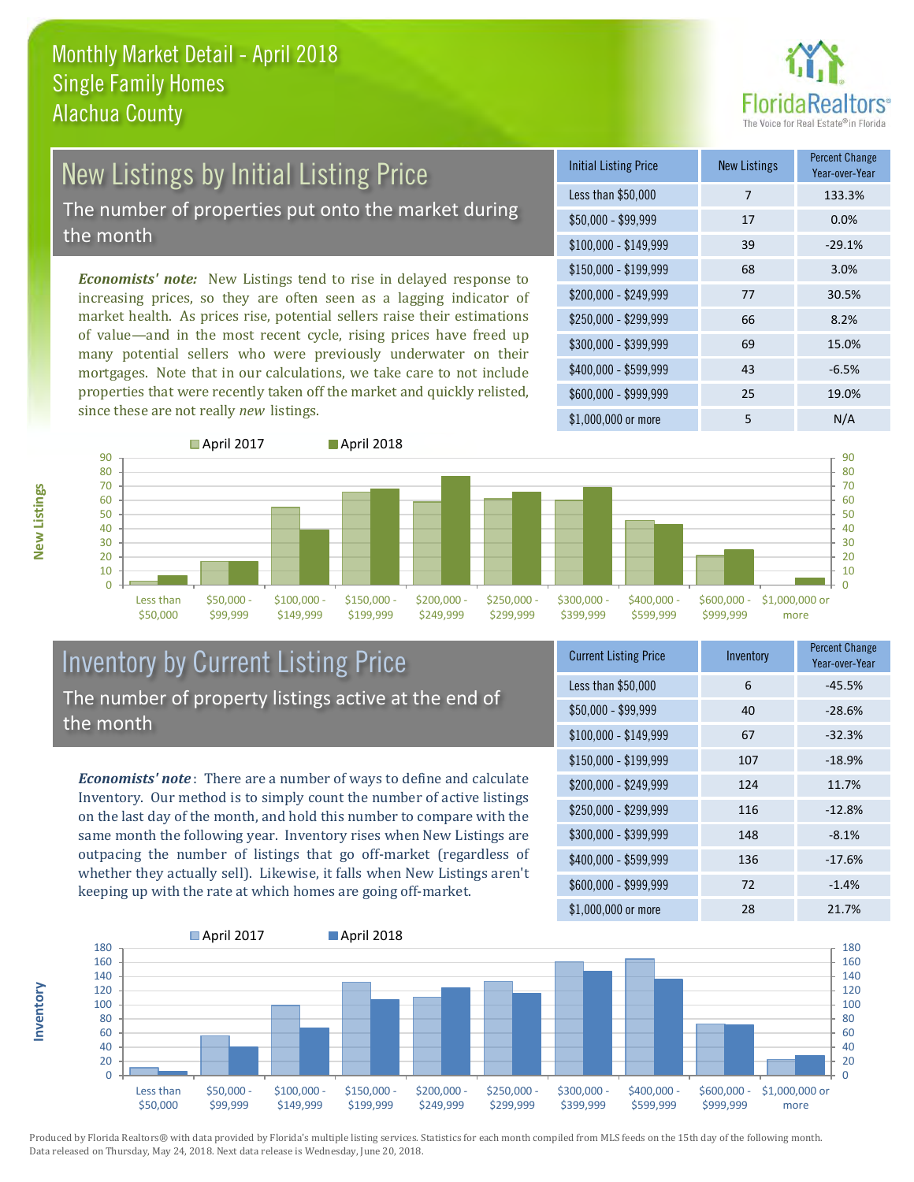# Monthly Market Detail - April 2018
## Single Family Homes
## Alachua County

## New Listings by Initial Listing Price

The number of properties put onto the market during the month

*Economists' note:* New Listings tend to rise in delayed response to increasing prices, so they are often seen as a lagging indicator of market health. As prices rise, potential sellers raise their estimations of value—and in the most recent cycle, rising prices have freed up many potential sellers who were previously underwater on their mortgages. Note that in our calculations, we take care to not include properties that were recently taken off the market and quickly relisted, since these are not really *new* listings.

| Initial Listing Price | New Listings | Percent Change Year-over-Year |
|---|---|---|
| Less than $50,000 | 7 | 133.3% |
| $50,000 - $99,999 | 17 | 0.0% |
| $100,000 - $149,999 | 39 | -29.1% |
| $150,000 - $199,999 | 68 | 3.0% |
| $200,000 - $249,999 | 77 | 30.5% |
| $250,000 - $299,999 | 66 | 8.2% |
| $300,000 - $399,999 | 69 | 15.0% |
| $400,000 - $599,999 | 43 | -6.5% |
| $600,000 - $999,999 | 25 | 19.0% |
| $1,000,000 or more | 5 | N/A |

## Inventory by Current Listing Price

The number of property listings active at the end of the month

*Economists' note*: There are a number of ways to define and calculate Inventory. Our method is to simply count the number of active listings on the last day of the month, and hold this number to compare with the same month the following year. Inventory rises when New Listings are outpacing the number of listings that go off-market (regardless of whether they actually sell). Likewise, it falls when New Listings aren't keeping up with the rate at which homes are going off-market.

| Current Listing Price | Inventory | Percent Change Year-over-Year |
|---|---|---|
| Less than $50,000 | 6 | -45.5% |
| $50,000 - $99,999 | 40 | -28.6% |
| $100,000 - $149,999 | 67 | -32.3% |
| $150,000 - $199,999 | 107 | -18.9% |
| $200,000 - $249,999 | 124 | 11.7% |
| $250,000 - $299,999 | 116 | -12.8% |
| $300,000 - $399,999 | 148 | -8.1% |
| $400,000 - $599,999 | 136 | -17.6% |
| $600,000 - $999,999 | 72 | -1.4% |
| $1,000,000 or more | 28 | 21.7% |

Produced by Florida Realtors® with data provided by Florida's multiple listing services. Statistics for each month compiled from MLS feeds on the 15th day of the following month. Data released on Thursday, May 24, 2018. Next data release is Wednesday, June 20, 2018.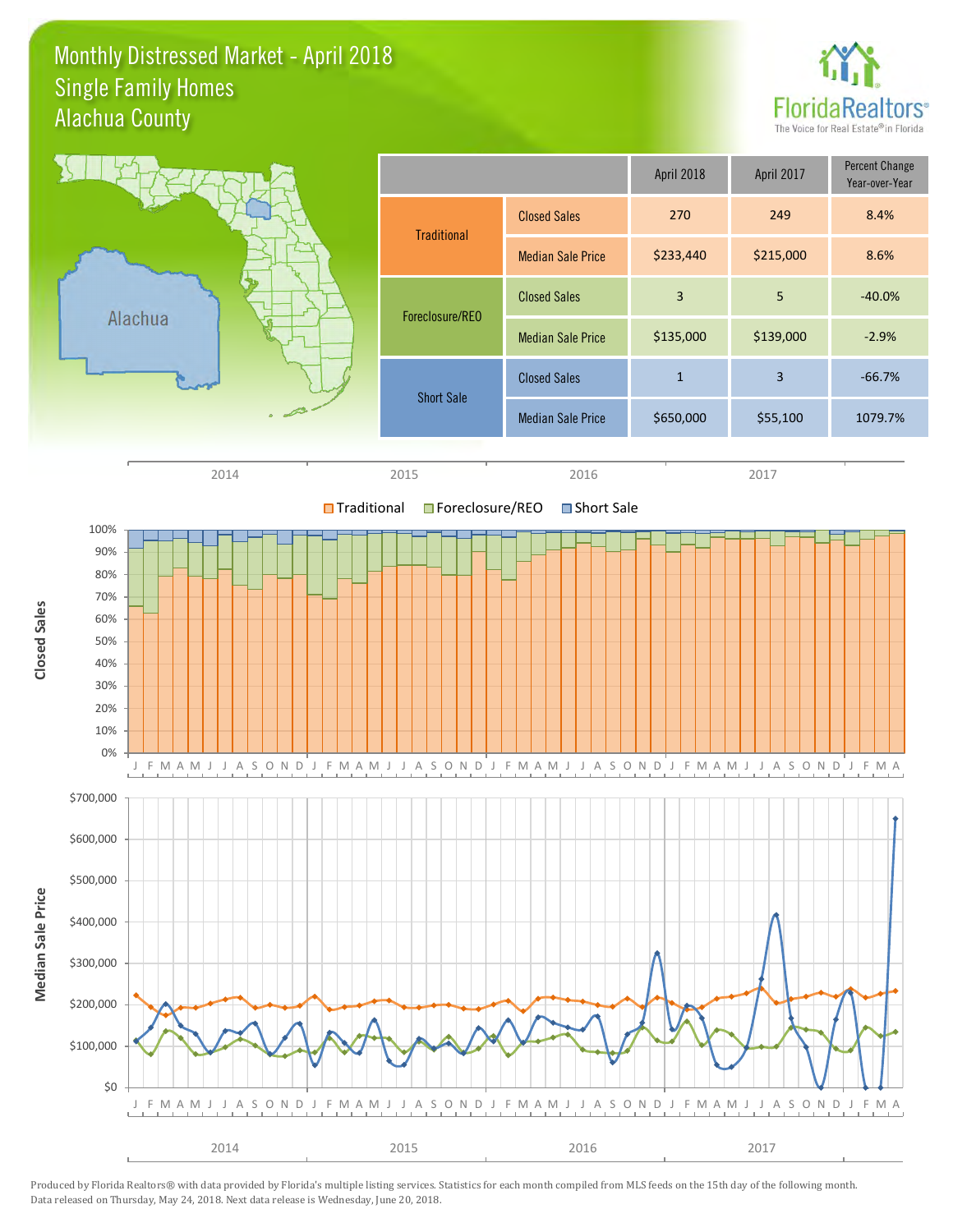# Monthly Distressed Market - April 2018
## Single Family Homes
## Alachua County

| | | April 2018 | April 2017 | Percent Change Year-over-Year |
|---|---|---|---|---|
| Traditional | Closed Sales | 270 | 249 | 8.4% |
| | Median Sale Price | $233,440 | $215,000 | 8.6% |
| Foreclosure/REO | Closed Sales | 3 | 5 | -40.0% |
| | Median Sale Price | $135,000 | $139,000 | -2.9% |
| Short Sale | Closed Sales | 1 | 3 | -66.7% |
| | Median Sale Price | $650,000 | $55,100 | 1079.7% |

Produced by Florida Realtors® with data provided by Florida's multiple listing services. Statistics for each month compiled from MLS feeds on the 15th day of the following month. Data released on Thursday, May 24, 2018. Next data release is Wednesday, June 20, 2018.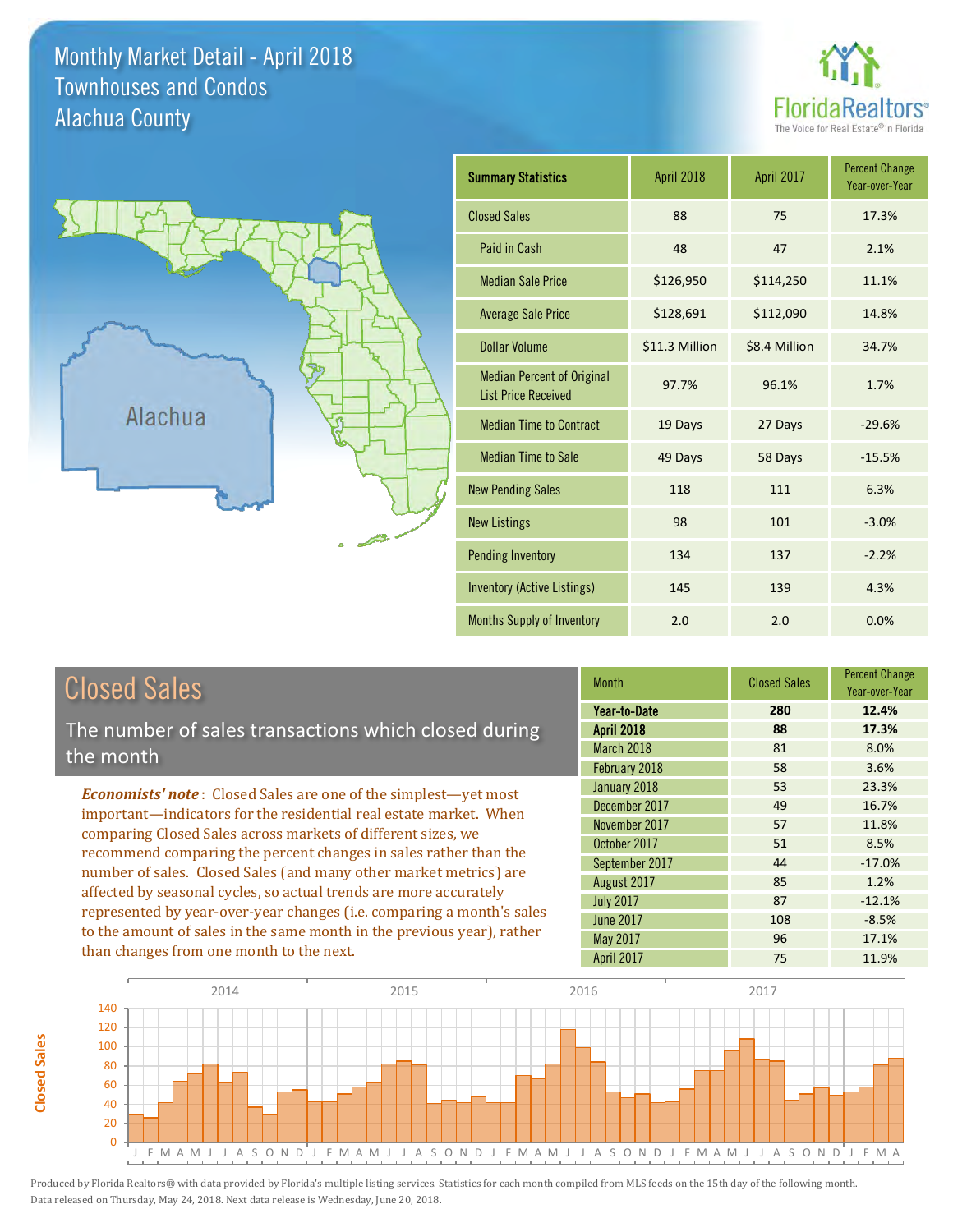# Monthly Market Detail - April 2018
## Townhouses and Condos
## Alachua County

| Summary Statistics | April 2018 | April 2017 | Percent Change Year-over-Year |
|---|---|---|---|
| Closed Sales | 88 | 75 | 17.3% |
| Paid in Cash | 48 | 47 | 2.1% |
| Median Sale Price | $126,950 | $114,250 | 11.1% |
| Average Sale Price | $128,691 | $112,090 | 14.8% |
| Dollar Volume | $11.3 Million | $8.4 Million | 34.7% |
| Median Percent of Original List Price Received | 97.7% | 96.1% | 1.7% |
| Median Time to Contract | 19 Days | 27 Days | -29.6% |
| Median Time to Sale | 49 Days | 58 Days | -15.5% |
| New Pending Sales | 118 | 111 | 6.3% |
| New Listings | 98 | 101 | -3.0% |
| Pending Inventory | 134 | 137 | -2.2% |
| Inventory (Active Listings) | 145 | 139 | 4.3% |
| Months Supply of Inventory | 2.0 | 2.0 | 0.0% |

## Closed Sales

The number of sales transactions which closed during the month

*Economists' note*: Closed Sales are one of the simplest—yet most important—indicators for the residential real estate market. When comparing Closed Sales across markets of different sizes, we recommend comparing the percent changes in sales rather than the number of sales. Closed Sales (and many other market metrics) are affected by seasonal cycles, so actual trends are more accurately represented by year-over-year changes (i.e. comparing a month's sales to the amount of sales in the same month in the previous year), rather than changes from one month to the next.

| Month | Closed Sales | Percent Change Year-over-Year |
|---|---|---|
| **Year-to-Date** | **280** | **12.4%** |
| **April 2018** | **88** | **17.3%** |
| March 2018 | 81 | 8.0% |
| February 2018 | 58 | 3.6% |
| January 2018 | 53 | 23.3% |
| December 2017 | 49 | 16.7% |
| November 2017 | 57 | 11.8% |
| October 2017 | 51 | 8.5% |
| September 2017 | 44 | -17.0% |
| August 2017 | 85 | 1.2% |
| July 2017 | 87 | -12.1% |
| June 2017 | 108 | -8.5% |
| May 2017 | 96 | 17.1% |
| April 2017 | 75 | 11.9% |

Produced by Florida Realtors® with data provided by Florida's multiple listing services. Statistics for each month compiled from MLS feeds on the 15th day of the following month. Data released on Thursday, May 24, 2018. Next data release is Wednesday, June 20, 2018.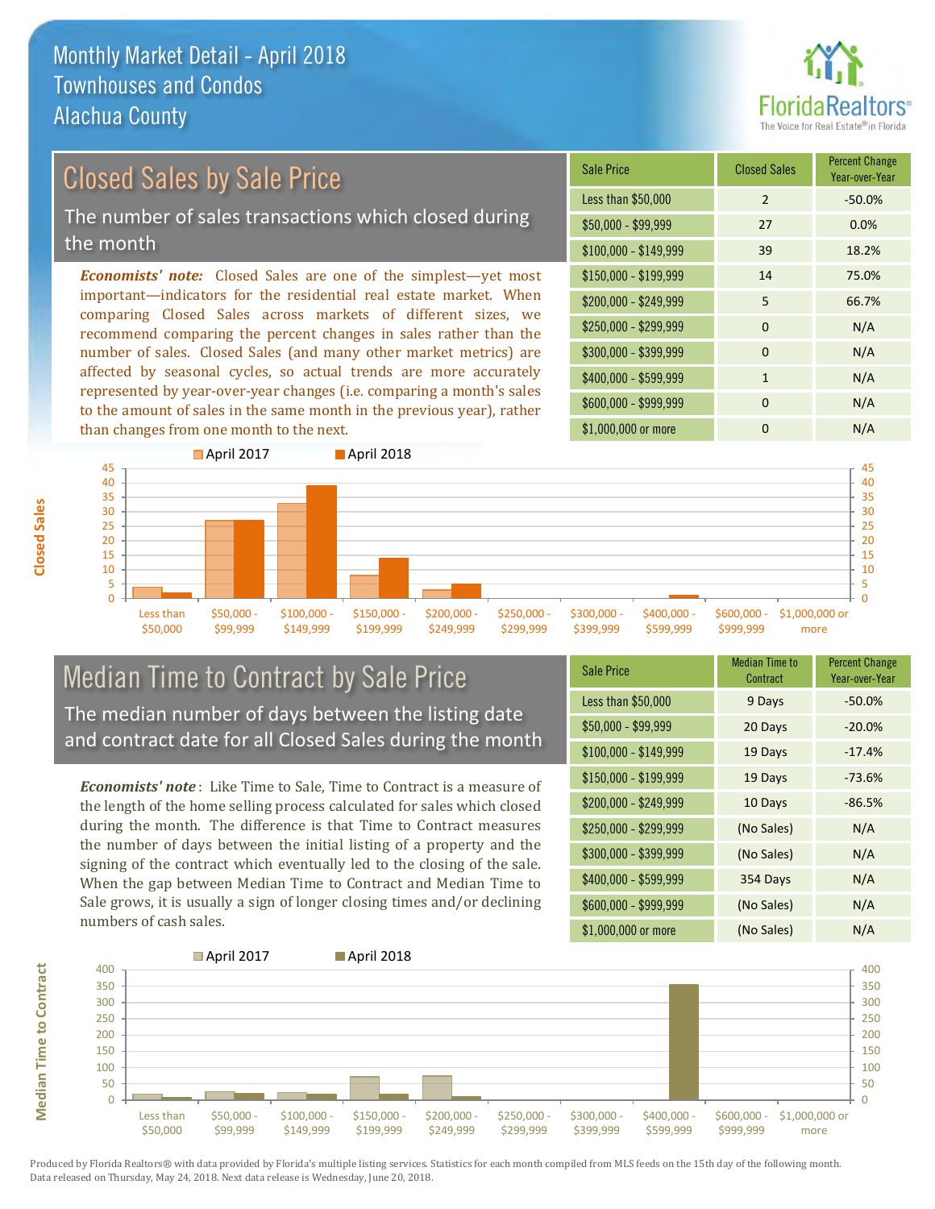# Monthly Market Detail - April 2018
## Townhouses and Condos
## Alachua County

## Closed Sales by Sale Price

The number of sales transactions which closed during the month

***Economists' note:*** Closed Sales are one of the simplest—yet most important—indicators for the residential real estate market. When comparing Closed Sales across markets of different sizes, we recommend comparing the percent changes in sales rather than the number of sales. Closed Sales (and many other market metrics) are affected by seasonal cycles, so actual trends are more accurately represented by year-over-year changes (i.e. comparing a month's sales to the amount of sales in the same month in the previous year), rather than changes from one month to the next.

| Sale Price | Closed Sales | Percent Change Year-over-Year |
|---|---|---|
| Less than $50,000 | 2 | -50.0% |
| $50,000 - $99,999 | 27 | 0.0% |
| $100,000 - $149,999 | 39 | 18.2% |
| $150,000 - $199,999 | 14 | 75.0% |
| $200,000 - $249,999 | 5 | 66.7% |
| $250,000 - $299,999 | 0 | N/A |
| $300,000 - $399,999 | 0 | N/A |
| $400,000 - $599,999 | 1 | N/A |
| $600,000 - $999,999 | 0 | N/A |
| $1,000,000 or more | 0 | N/A |

## Median Time to Contract by Sale Price

The median number of days between the listing date and contract date for all Closed Sales during the month

***Economists' note*:** Like Time to Sale, Time to Contract is a measure of the length of the home selling process calculated for sales which closed during the month. The difference is that Time to Contract measures the number of days between the initial listing of a property and the signing of the contract which eventually led to the closing of the sale. When the gap between Median Time to Contract and Median Time to Sale grows, it is usually a sign of longer closing times and/or declining numbers of cash sales.

| Sale Price | Median Time to Contract | Percent Change Year-over-Year |
|---|---|---|
| Less than $50,000 | 9 Days | -50.0% |
| $50,000 - $99,999 | 20 Days | -20.0% |
| $100,000 - $149,999 | 19 Days | -17.4% |
| $150,000 - $199,999 | 19 Days | -73.6% |
| $200,000 - $249,999 | 10 Days | -86.5% |
| $250,000 - $299,999 | (No Sales) | N/A |
| $300,000 - $399,999 | (No Sales) | N/A |
| $400,000 - $599,999 | 354 Days | N/A |
| $600,000 - $999,999 | (No Sales) | N/A |
| $1,000,000 or more | (No Sales) | N/A |

Produced by Florida Realtors® with data provided by Florida's multiple listing services. Statistics for each month compiled from MLS feeds on the 15th day of the following month. Data released on Thursday, May 24, 2018. Next data release is Wednesday, June 20, 2018.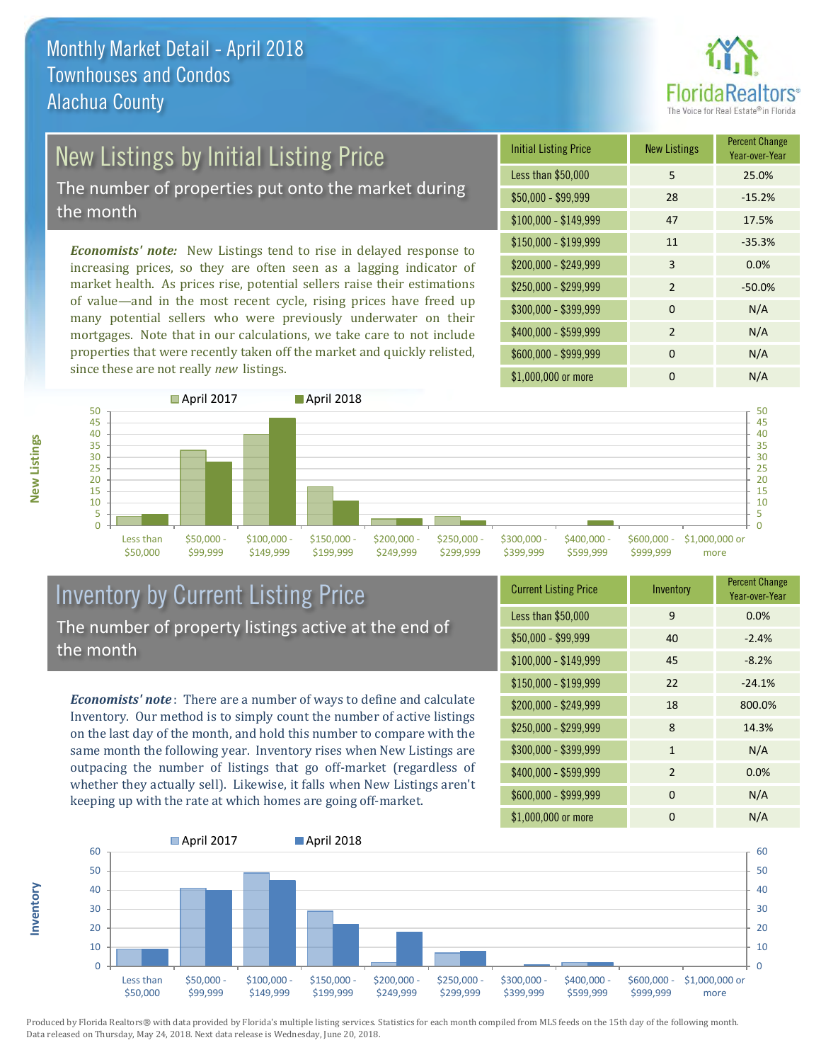# Monthly Market Detail - April 2018
## Townhouses and Condos
## Alachua County

## New Listings by Initial Listing Price

The number of properties put onto the market during the month

***Economists' note:*** New Listings tend to rise in delayed response to increasing prices, so they are often seen as a lagging indicator of market health. As prices rise, potential sellers raise their estimations of value—and in the most recent cycle, rising prices have freed up many potential sellers who were previously underwater on their mortgages. Note that in our calculations, we take care to not include properties that were recently taken off the market and quickly relisted, since these are not really *new* listings.

| Initial Listing Price | New Listings | Percent Change Year-over-Year |
|---|---|---|
| Less than $50,000 | 5 | 25.0% |
| $50,000 - $99,999 | 28 | -15.2% |
| $100,000 - $149,999 | 47 | 17.5% |
| $150,000 - $199,999 | 11 | -35.3% |
| $200,000 - $249,999 | 3 | 0.0% |
| $250,000 - $299,999 | 2 | -50.0% |
| $300,000 - $399,999 | 0 | N/A |
| $400,000 - $599,999 | 2 | N/A |
| $600,000 - $999,999 | 0 | N/A |
| $1,000,000 or more | 0 | N/A |

## Inventory by Current Listing Price

The number of property listings active at the end of the month

***Economists' note*:** There are a number of ways to define and calculate Inventory. Our method is to simply count the number of active listings on the last day of the month, and hold this number to compare with the same month the following year. Inventory rises when New Listings are outpacing the number of listings that go off-market (regardless of whether they actually sell). Likewise, it falls when New Listings aren't keeping up with the rate at which homes are going off-market.

| Current Listing Price | Inventory | Percent Change Year-over-Year |
|---|---|---|
| Less than $50,000 | 9 | 0.0% |
| $50,000 - $99,999 | 40 | -2.4% |
| $100,000 - $149,999 | 45 | -8.2% |
| $150,000 - $199,999 | 22 | -24.1% |
| $200,000 - $249,999 | 18 | 800.0% |
| $250,000 - $299,999 | 8 | 14.3% |
| $300,000 - $399,999 | 1 | N/A |
| $400,000 - $599,999 | 2 | 0.0% |
| $600,000 - $999,999 | 0 | N/A |
| $1,000,000 or more | 0 | N/A |

Produced by Florida Realtors® with data provided by Florida's multiple listing services. Statistics for each month compiled from MLS feeds on the 15th day of the following month. Data released on Thursday, May 24, 2018. Next data release is Wednesday, June 20, 2018.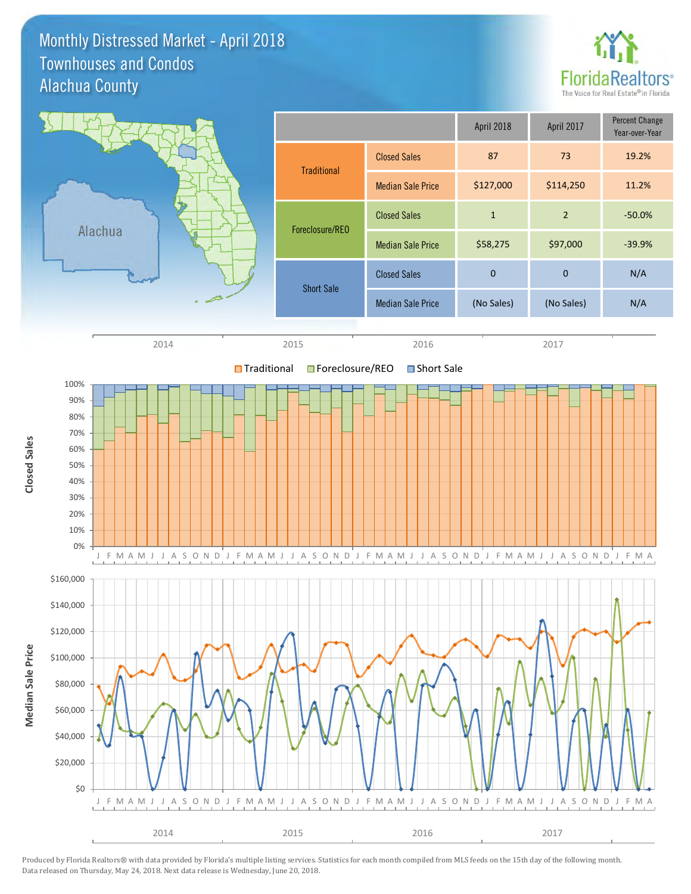# Monthly Distressed Market - April 2018
## Townhouses and Condos
## Alachua County

| | | April 2018 | April 2017 | Percent Change Year-over-Year |
|---|---|---|---|---|
| Traditional | Closed Sales | 87 | 73 | 19.2% |
| | Median Sale Price | $127,000 | $114,250 | 11.2% |
| Foreclosure/REO | Closed Sales | 1 | 2 | -50.0% |
| | Median Sale Price | $58,275 | $97,000 | -39.9% |
| Short Sale | Closed Sales | 0 | 0 | N/A |
| | Median Sale Price | (No Sales) | (No Sales) | N/A |

Produced by Florida Realtors® with data provided by Florida's multiple listing services. Statistics for each month compiled from MLS feeds on the 15th day of the following month. Data released on Thursday, May 24, 2018. Next data release is Wednesday, June 20, 2018.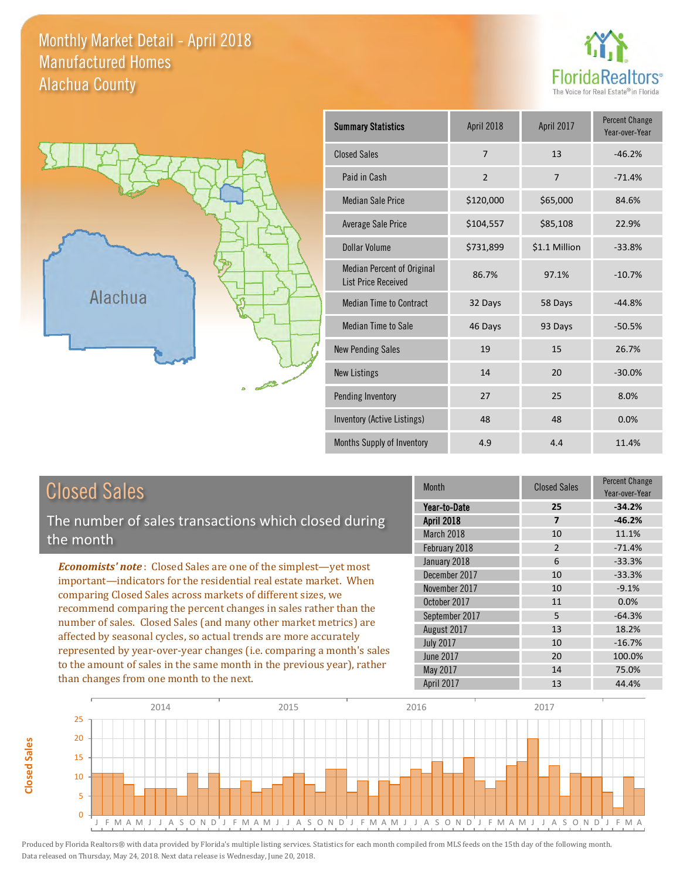# Monthly Market Detail - April 2018
## Manufactured Homes
## Alachua County

| Summary Statistics | April 2018 | April 2017 | Percent Change Year-over-Year |
|---|---|---|---|
| Closed Sales | 7 | 13 | -46.2% |
| Paid in Cash | 2 | 7 | -71.4% |
| Median Sale Price | $120,000 | $65,000 | 84.6% |
| Average Sale Price | $104,557 | $85,108 | 22.9% |
| Dollar Volume | $731,899 | $1.1 Million | -33.8% |
| Median Percent of Original List Price Received | 86.7% | 97.1% | -10.7% |
| Median Time to Contract | 32 Days | 58 Days | -44.8% |
| Median Time to Sale | 46 Days | 93 Days | -50.5% |
| New Pending Sales | 19 | 15 | 26.7% |
| New Listings | 14 | 20 | -30.0% |
| Pending Inventory | 27 | 25 | 8.0% |
| Inventory (Active Listings) | 48 | 48 | 0.0% |
| Months Supply of Inventory | 4.9 | 4.4 | 11.4% |

## Closed Sales

The number of sales transactions which closed during the month

***Economists' note***: Closed Sales are one of the simplest—yet most important—indicators for the residential real estate market. When comparing Closed Sales across markets of different sizes, we recommend comparing the percent changes in sales rather than the number of sales. Closed Sales (and many other market metrics) are affected by seasonal cycles, so actual trends are more accurately represented by year-over-year changes (i.e. comparing a month's sales to the amount of sales in the same month in the previous year), rather than changes from one month to the next.

| Month | Closed Sales | Percent Change Year-over-Year |
|---|---|---|
| **Year-to-Date** | **25** | **-34.2%** |
| **April 2018** | **7** | **-46.2%** |
| March 2018 | 10 | 11.1% |
| February 2018 | 2 | -71.4% |
| January 2018 | 6 | -33.3% |
| December 2017 | 10 | -33.3% |
| November 2017 | 10 | -9.1% |
| October 2017 | 11 | 0.0% |
| September 2017 | 5 | -64.3% |
| August 2017 | 13 | 18.2% |
| July 2017 | 10 | -16.7% |
| June 2017 | 20 | 100.0% |
| May 2017 | 14 | 75.0% |
| April 2017 | 13 | 44.4% |

Produced by Florida Realtors® with data provided by Florida's multiple listing services. Statistics for each month compiled from MLS feeds on the 15th day of the following month. Data released on Thursday, May 24, 2018. Next data release is Wednesday, June 20, 2018.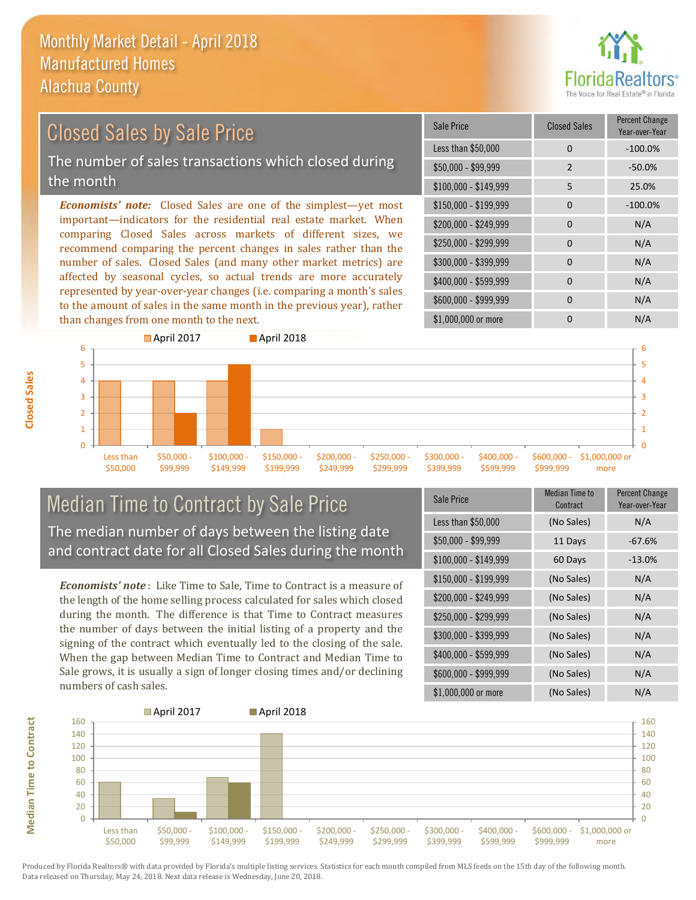# Monthly Market Detail - April 2018
## Manufactured Homes
## Alachua County

## Closed Sales by Sale Price

The number of sales transactions which closed during the month

***Economists' note:*** Closed Sales are one of the simplest—yet most important—indicators for the residential real estate market. When comparing Closed Sales across markets of different sizes, we recommend comparing the percent changes in sales rather than the number of sales. Closed Sales (and many other market metrics) are affected by seasonal cycles, so actual trends are more accurately represented by year-over-year changes (i.e. comparing a month's sales to the amount of sales in the same month in the previous year), rather than changes from one month to the next.

| Sale Price | Closed Sales | Percent Change Year-over-Year |
|---|---|---|
| Less than $50,000 | 0 | -100.0% |
| $50,000 - $99,999 | 2 | -50.0% |
| $100,000 - $149,999 | 5 | 25.0% |
| $150,000 - $199,999 | 0 | -100.0% |
| $200,000 - $249,999 | 0 | N/A |
| $250,000 - $299,999 | 0 | N/A |
| $300,000 - $399,999 | 0 | N/A |
| $400,000 - $599,999 | 0 | N/A |
| $600,000 - $999,999 | 0 | N/A |
| $1,000,000 or more | 0 | N/A |

## Median Time to Contract by Sale Price

The median number of days between the listing date and contract date for all Closed Sales during the month

***Economists' note***: Like Time to Sale, Time to Contract is a measure of the length of the home selling process calculated for sales which closed during the month. The difference is that Time to Contract measures the number of days between the initial listing of a property and the signing of the contract which eventually led to the closing of the sale. When the gap between Median Time to Contract and Median Time to Sale grows, it is usually a sign of longer closing times and/or declining numbers of cash sales.

| Sale Price | Median Time to Contract | Percent Change Year-over-Year |
|---|---|---|
| Less than $50,000 | (No Sales) | N/A |
| $50,000 - $99,999 | 11 Days | -67.6% |
| $100,000 - $149,999 | 60 Days | -13.0% |
| $150,000 - $199,999 | (No Sales) | N/A |
| $200,000 - $249,999 | (No Sales) | N/A |
| $250,000 - $299,999 | (No Sales) | N/A |
| $300,000 - $399,999 | (No Sales) | N/A |
| $400,000 - $599,999 | (No Sales) | N/A |
| $600,000 - $999,999 | (No Sales) | N/A |
| $1,000,000 or more | (No Sales) | N/A |

Produced by Florida Realtors® with data provided by Florida's multiple listing services. Statistics for each month compiled from MLS feeds on the 15th day of the following month. Data released on Thursday, May 24, 2018. Next data release is Wednesday, June 20, 2018.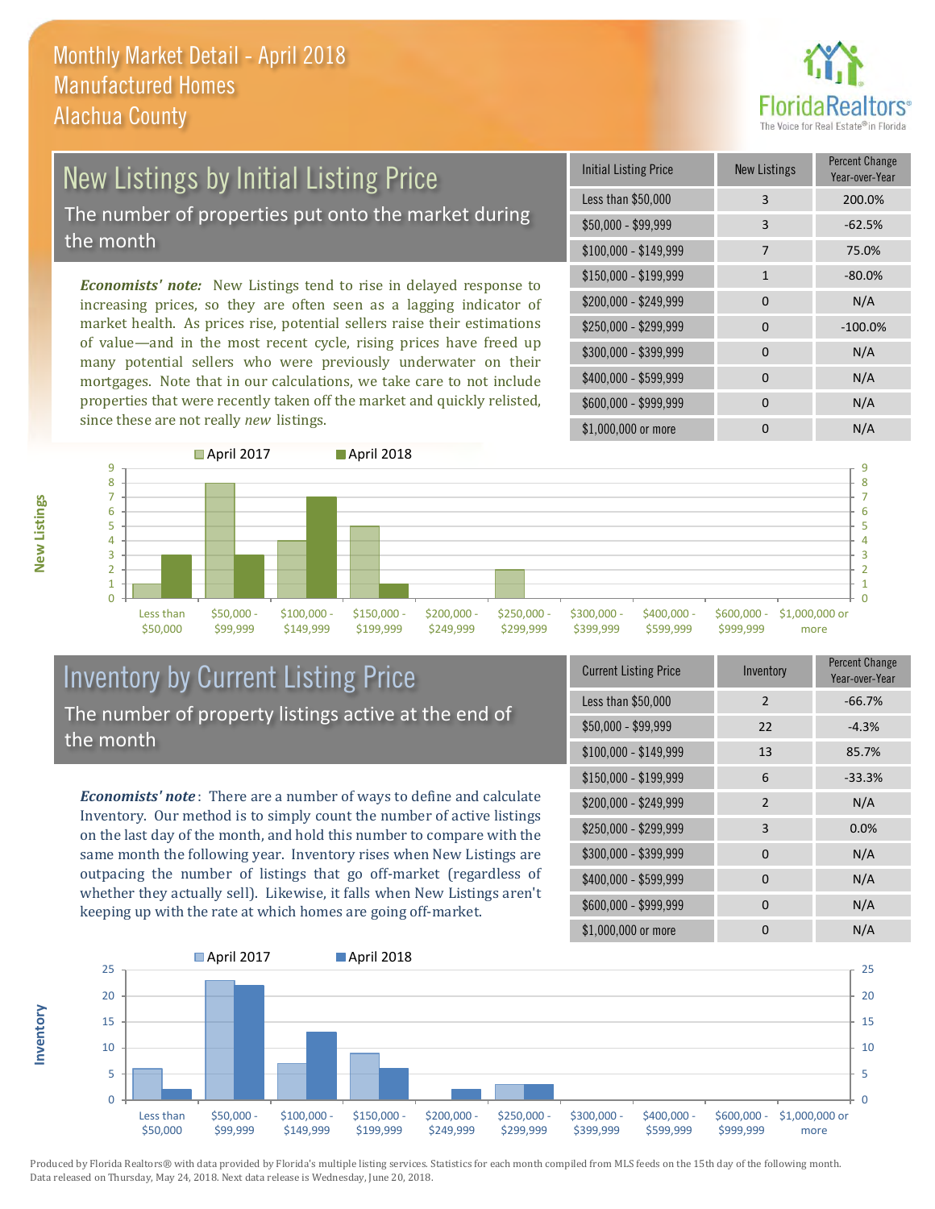# Monthly Market Detail - April 2018
## Manufactured Homes
## Alachua County

## New Listings by Initial Listing Price

The number of properties put onto the market during the month

*Economists' note:* New Listings tend to rise in delayed response to increasing prices, so they are often seen as a lagging indicator of market health. As prices rise, potential sellers raise their estimations of value—and in the most recent cycle, rising prices have freed up many potential sellers who were previously underwater on their mortgages. Note that in our calculations, we take care to not include properties that were recently taken off the market and quickly relisted, since these are not really *new* listings.

| Initial Listing Price | New Listings | Percent Change Year-over-Year |
|---|---|---|
| Less than $50,000 | 3 | 200.0% |
| $50,000 - $99,999 | 3 | -62.5% |
| $100,000 - $149,999 | 7 | 75.0% |
| $150,000 - $199,999 | 1 | -80.0% |
| $200,000 - $249,999 | 0 | N/A |
| $250,000 - $299,999 | 0 | -100.0% |
| $300,000 - $399,999 | 0 | N/A |
| $400,000 - $599,999 | 0 | N/A |
| $600,000 - $999,999 | 0 | N/A |
| $1,000,000 or more | 0 | N/A |

| New Listings | April 2017 | April 2018 |
|---|---|---|
| Less than $50,000 | 1 | 3 |
| $50,000 - $99,999 | 8 | 3 |
| $100,000 - $149,999 | 4 | 7 |
| $150,000 - $199,999 | 5 | 1 |
| $200,000 - $249,999 | 0 | 0 |
| $250,000 - $299,999 | 2 | 0 |
| $300,000 - $399,999 | 0 | 0 |
| $400,000 - $599,999 | 0 | 0 |
| $600,000 - $999,999 | 0 | 0 |
| $1,000,000 or more | 0 | 0 |

## Inventory by Current Listing Price

The number of property listings active at the end of the month

*Economists' note*: There are a number of ways to define and calculate Inventory. Our method is to simply count the number of active listings on the last day of the month, and hold this number to compare with the same month the following year. Inventory rises when New Listings are outpacing the number of listings that go off-market (regardless of whether they actually sell). Likewise, it falls when New Listings aren't keeping up with the rate at which homes are going off-market.

| Current Listing Price | Inventory | Percent Change Year-over-Year |
|---|---|---|
| Less than $50,000 | 2 | -66.7% |
| $50,000 - $99,999 | 22 | -4.3% |
| $100,000 - $149,999 | 13 | 85.7% |
| $150,000 - $199,999 | 6 | -33.3% |
| $200,000 - $249,999 | 2 | N/A |
| $250,000 - $299,999 | 3 | 0.0% |
| $300,000 - $399,999 | 0 | N/A |
| $400,000 - $599,999 | 0 | N/A |
| $600,000 - $999,999 | 0 | N/A |
| $1,000,000 or more | 0 | N/A |

| Inventory | April 2017 | April 2018 |
|---|---|---|
| Less than $50,000 | 6 | 2 |
| $50,000 - $99,999 | 23 | 22 |
| $100,000 - $149,999 | 7 | 13 |
| $150,000 - $199,999 | 9 | 6 |
| $200,000 - $249,999 | 0 | 2 |
| $250,000 - $299,999 | 3 | 3 |
| $300,000 - $399,999 | 0 | 0 |
| $400,000 - $599,999 | 0 | 0 |
| $600,000 - $999,999 | 0 | 0 |
| $1,000,000 or more | 0 | 0 |

Produced by Florida Realtors® with data provided by Florida's multiple listing services. Statistics for each month compiled from MLS feeds on the 15th day of the following month. Data released on Thursday, May 24, 2018. Next data release is Wednesday, June 20, 2018.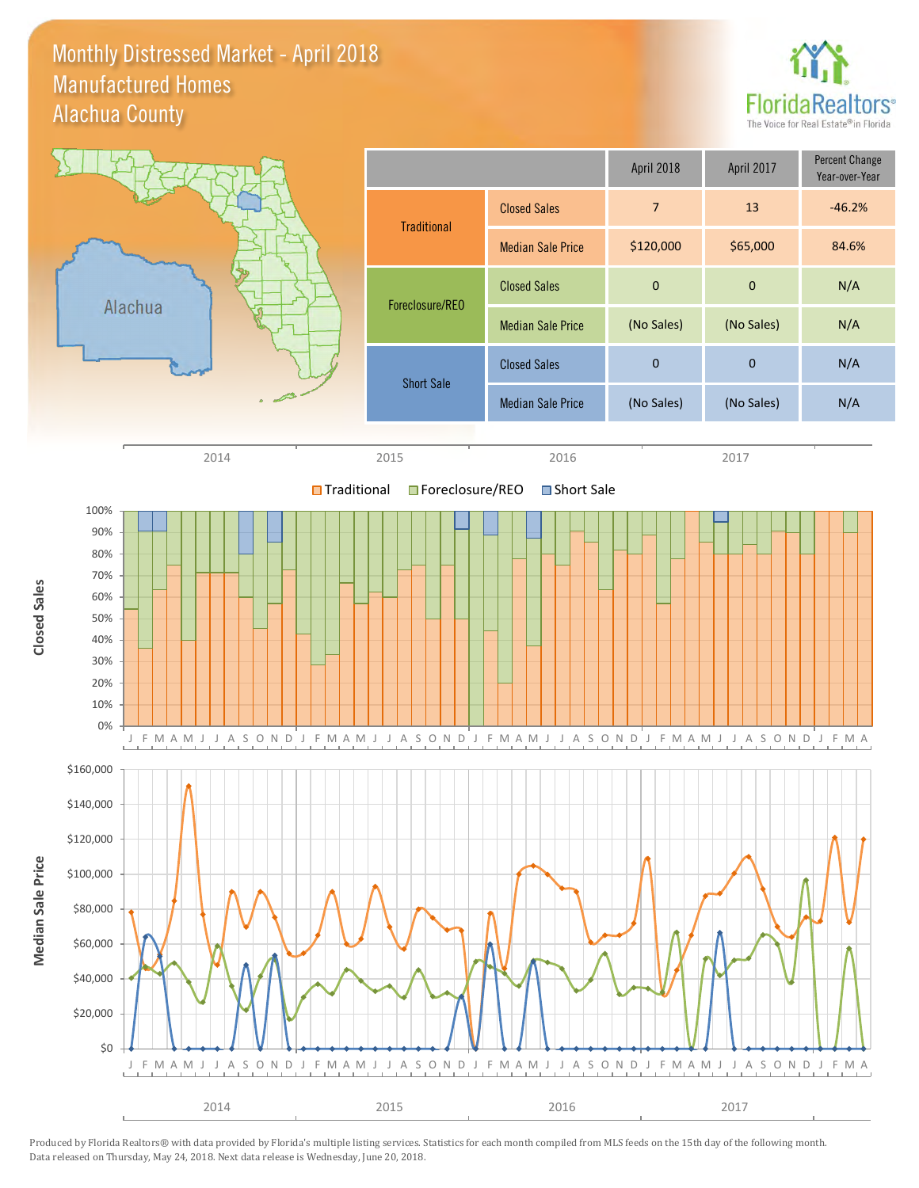# Monthly Distressed Market - April 2018
## Manufactured Homes
## Alachua County

FloridaRealtors®
The Voice for Real Estate® in Florida

Alachua

| | | April 2018 | April 2017 | Percent Change Year-over-Year |
|---|---|---|---|---|
| Traditional | Closed Sales | 7 | 13 | -46.2% |
| | Median Sale Price | $120,000 | $65,000 | 84.6% |
| Foreclosure/REO | Closed Sales | 0 | 0 | N/A |
| | Median Sale Price | (No Sales) | (No Sales) | N/A |
| Short Sale | Closed Sales | 0 | 0 | N/A |
| | Median Sale Price | (No Sales) | (No Sales) | N/A |

2014 2015 2016 2017

Traditional Foreclosure/REO Short Sale

Closed Sales

100% 90% 80% 70% 60% 50% 40% 30% 20% 10% 0%

J F M A M J J A S O N D J F M A M J J A S O N D J F M A M J J A S O N D J F M A M J J A S O N D J F M A

Median Sale Price

$160,000 $140,000 $120,000 $100,000 $80,000 $60,000 $40,000 $20,000 $0

J F M A M J J A S O N D J F M A M J J A S O N D J F M A M J J A S O N D J F M A M J J A S O N D J F M A

2014 2015 2016 2017

Produced by Florida Realtors® with data provided by Florida's multiple listing services. Statistics for each month compiled from MLS feeds on the 15th day of the following month. Data released on Thursday, May 24, 2018. Next data release is Wednesday, June 20, 2018.